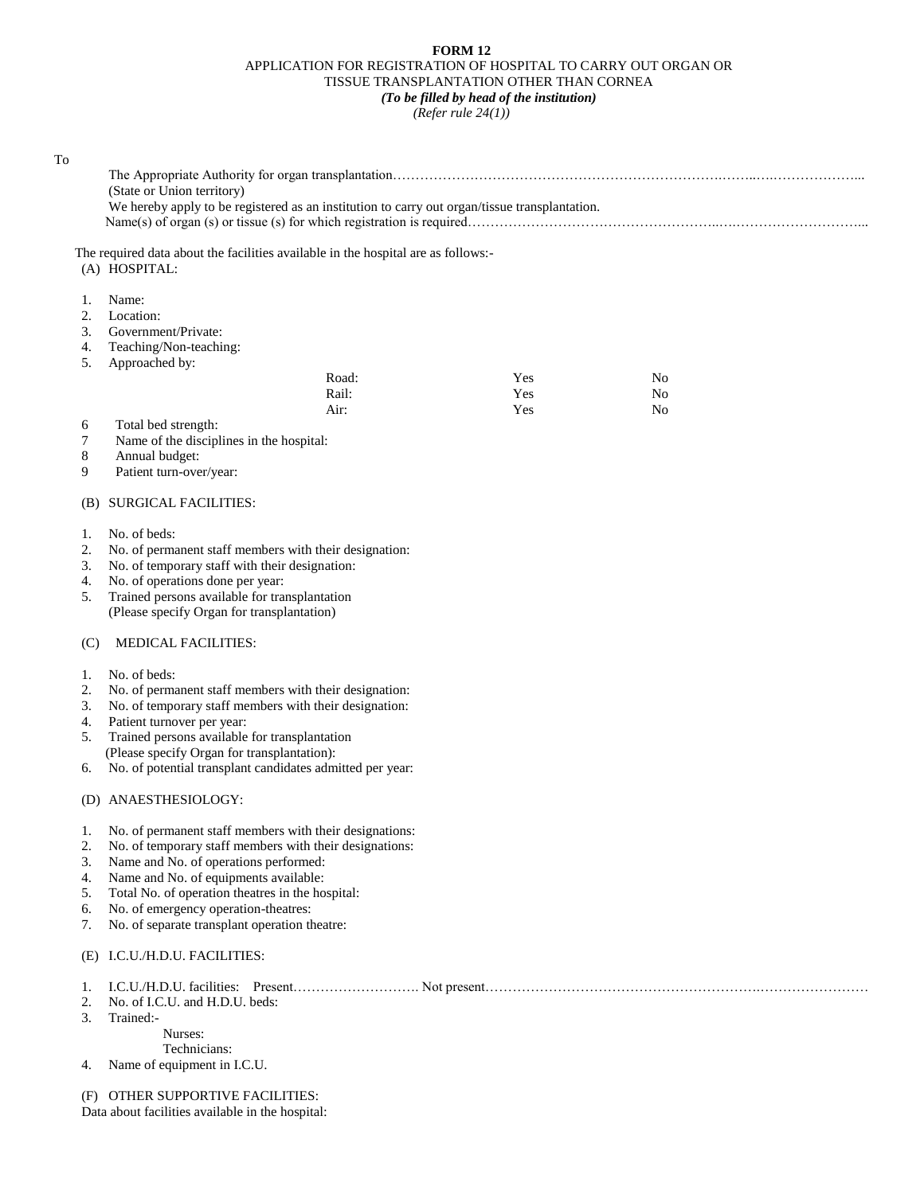**FORM 12**

APPLICATION FOR REGISTRATION OF HOSPITAL TO CARRY OUT ORGAN OR TISSUE TRANSPLANTATION OTHER THAN CORNEA

***(To be filled by head of the institution)***

*(Refer rule 24(1))*

To

The Appropriate Authority for organ transplantation………………………………………………………………………..….…………………...
(State or Union territory)

We hereby apply to be registered as an institution to carry out organ/tissue transplantation.

Name(s) of organ (s) or tissue (s) for which registration is required……………………………………………..…..………………………...

The required data about the facilities available in the hospital are as follows:-

(A) HOSPITAL:

1. Name:
2. Location:
3. Government/Private:
4. Teaching/Non-teaching:
5. Approached by:

| | | |
|---|---|---|
| Road: | Yes | No |
| Rail: | Yes | No |
| Air: | Yes | No |

6 Total bed strength:
7 Name of the disciplines in the hospital:
8 Annual budget:
9 Patient turn-over/year:

(B) SURGICAL FACILITIES:

1. No. of beds:
2. No. of permanent staff members with their designation:
3. No. of temporary staff with their designation:
4. No. of operations done per year:
5. Trained persons available for transplantation
   (Please specify Organ for transplantation)

(C) MEDICAL FACILITIES:

1. No. of beds:
2. No. of permanent staff members with their designation:
3. No. of temporary staff members with their designation:
4. Patient turnover per year:
5. Trained persons available for transplantation
   (Please specify Organ for transplantation):
6. No. of potential transplant candidates admitted per year:

(D) ANAESTHESIOLOGY:

1. No. of permanent staff members with their designations:
2. No. of temporary staff members with their designations:
3. Name and No. of operations performed:
4. Name and No. of equipments available:
5. Total No. of operation theatres in the hospital:
6. No. of emergency operation-theatres:
7. No. of separate transplant operation theatre:

(E) I.C.U./H.D.U. FACILITIES:

1. I.C.U./H.D.U. facilities: Present………………………. Not present………………………………………………………….……………………
2. No. of I.C.U. and H.D.U. beds:
3. Trained:-
   Nurses:
   Technicians:
4. Name of equipment in I.C.U.

(F) OTHER SUPPORTIVE FACILITIES:

Data about facilities available in the hospital: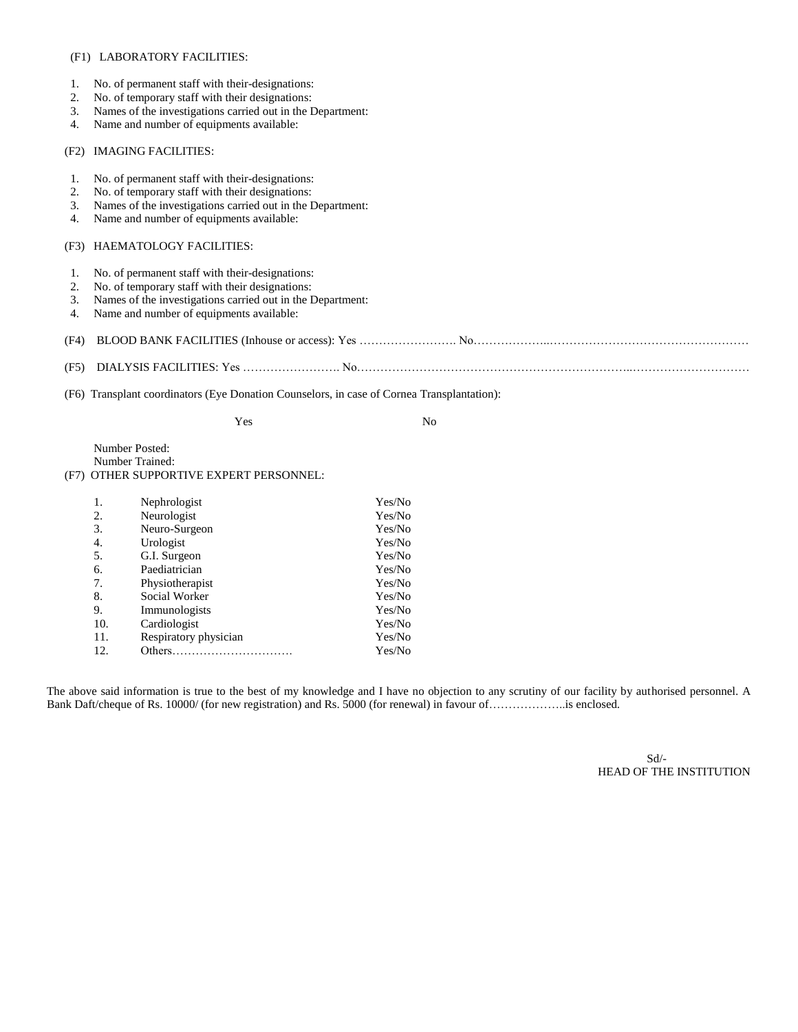(F1) LABORATORY FACILITIES:

1. No. of permanent staff with their-designations:
2. No. of temporary staff with their designations:
3. Names of the investigations carried out in the Department:
4. Name and number of equipments available:

(F2) IMAGING FACILITIES:

1. No. of permanent staff with their-designations:
2. No. of temporary staff with their designations:
3. Names of the investigations carried out in the Department:
4. Name and number of equipments available:

(F3) HAEMATOLOGY FACILITIES:

1. No. of permanent staff with their-designations:
2. No. of temporary staff with their designations:
3. Names of the investigations carried out in the Department:
4. Name and number of equipments available:

(F4) BLOOD BANK FACILITIES (Inhouse or access): Yes ……………………. No……………….…………………………………………

(F5) DIALYSIS FACILITIES: Yes ……………………. No……………………………………………………………..…………………………

(F6) Transplant coordinators (Eye Donation Counselors, in case of Cornea Transplantation):

Yes No

Number Posted:
Number Trained:

(F7) OTHER SUPPORTIVE EXPERT PERSONNEL:

| | | |
|---|---|---|
| 1. | Nephrologist | Yes/No |
| 2. | Neurologist | Yes/No |
| 3. | Neuro-Surgeon | Yes/No |
| 4. | Urologist | Yes/No |
| 5. | G.I. Surgeon | Yes/No |
| 6. | Paediatrician | Yes/No |
| 7. | Physiotherapist | Yes/No |
| 8. | Social Worker | Yes/No |
| 9. | Immunologists | Yes/No |
| 10. | Cardiologist | Yes/No |
| 11. | Respiratory physician | Yes/No |
| 12. | Others…………………………. | Yes/No |

The above said information is true to the best of my knowledge and I have no objection to any scrutiny of our facility by authorised personnel. A Bank Daft/cheque of Rs. 10000/ (for new registration) and Rs. 5000 (for renewal) in favour of………………..is enclosed.

Sd/-
HEAD OF THE INSTITUTION